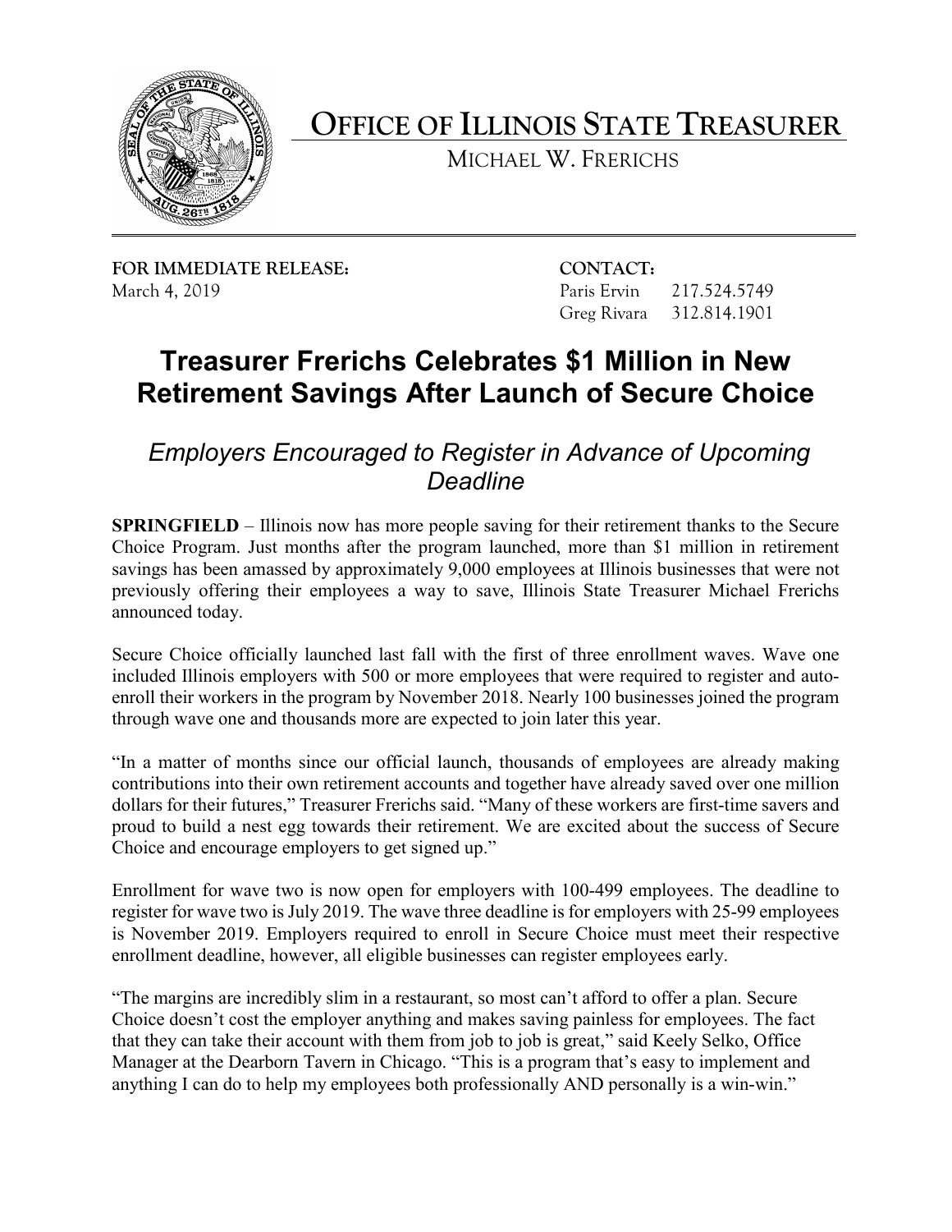# OFFICE OF ILLINOIS STATE TREASURER

MICHAEL W. FRERICHS

**FOR IMMEDIATE RELEASE:**
March 4, 2019

**CONTACT:**
Paris Ervin 217.524.5749
Greg Rivara 312.814.1901

## Treasurer Frerichs Celebrates $1 Million in New Retirement Savings After Launch of Secure Choice

### *Employers Encouraged to Register in Advance of Upcoming Deadline*

**SPRINGFIELD** – Illinois now has more people saving for their retirement thanks to the Secure Choice Program. Just months after the program launched, more than $1 million in retirement savings has been amassed by approximately 9,000 employees at Illinois businesses that were not previously offering their employees a way to save, Illinois State Treasurer Michael Frerichs announced today.

Secure Choice officially launched last fall with the first of three enrollment waves. Wave one included Illinois employers with 500 or more employees that were required to register and auto-enroll their workers in the program by November 2018. Nearly 100 businesses joined the program through wave one and thousands more are expected to join later this year.

"In a matter of months since our official launch, thousands of employees are already making contributions into their own retirement accounts and together have already saved over one million dollars for their futures," Treasurer Frerichs said. "Many of these workers are first-time savers and proud to build a nest egg towards their retirement. We are excited about the success of Secure Choice and encourage employers to get signed up."

Enrollment for wave two is now open for employers with 100-499 employees. The deadline to register for wave two is July 2019. The wave three deadline is for employers with 25-99 employees is November 2019. Employers required to enroll in Secure Choice must meet their respective enrollment deadline, however, all eligible businesses can register employees early.

"The margins are incredibly slim in a restaurant, so most can't afford to offer a plan. Secure Choice doesn't cost the employer anything and makes saving painless for employees. The fact that they can take their account with them from job to job is great," said Keely Selko, Office Manager at the Dearborn Tavern in Chicago. "This is a program that's easy to implement and anything I can do to help my employees both professionally AND personally is a win-win."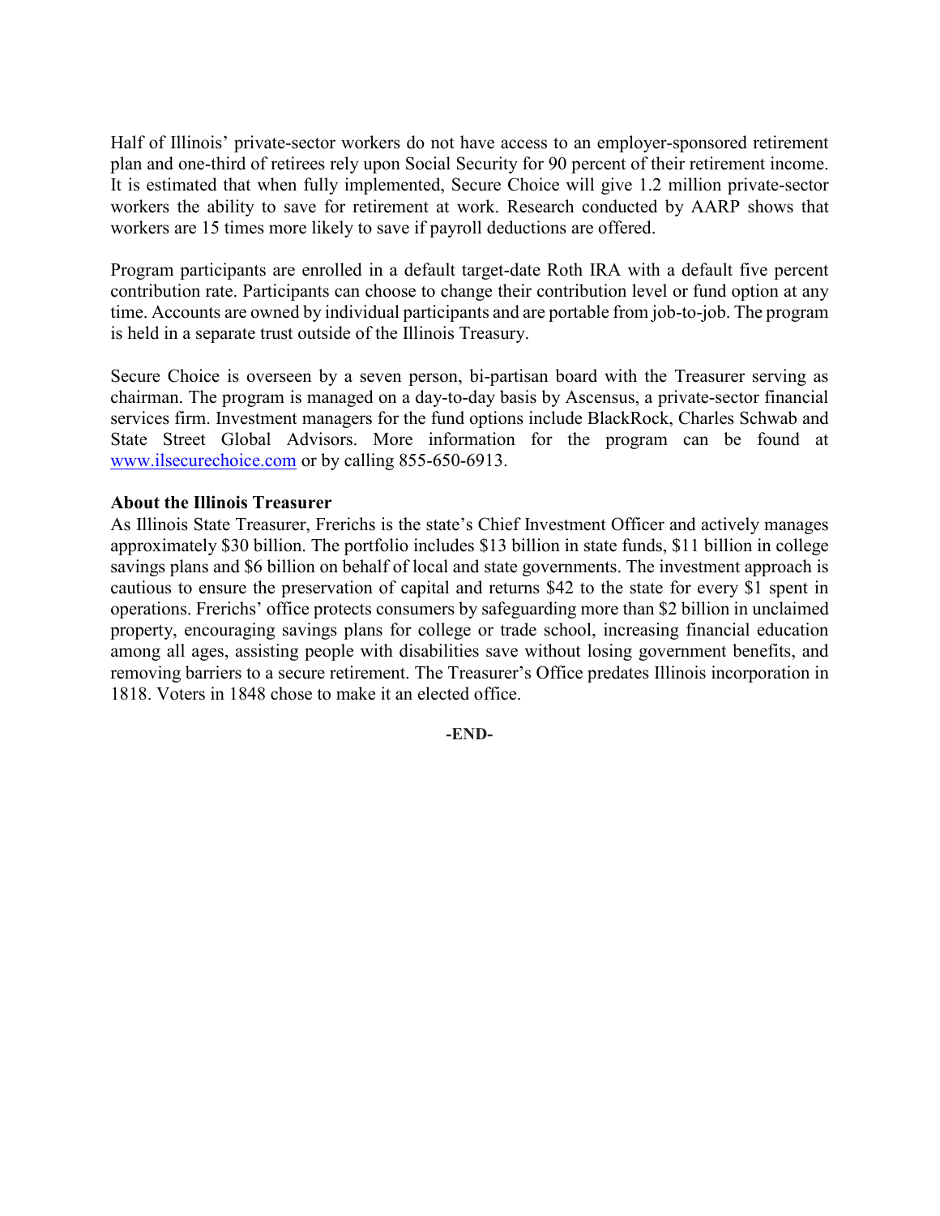Half of Illinois' private-sector workers do not have access to an employer-sponsored retirement plan and one-third of retirees rely upon Social Security for 90 percent of their retirement income. It is estimated that when fully implemented, Secure Choice will give 1.2 million private-sector workers the ability to save for retirement at work. Research conducted by AARP shows that workers are 15 times more likely to save if payroll deductions are offered.

Program participants are enrolled in a default target-date Roth IRA with a default five percent contribution rate. Participants can choose to change their contribution level or fund option at any time. Accounts are owned by individual participants and are portable from job-to-job. The program is held in a separate trust outside of the Illinois Treasury.

Secure Choice is overseen by a seven person, bi-partisan board with the Treasurer serving as chairman. The program is managed on a day-to-day basis by Ascensus, a private-sector financial services firm. Investment managers for the fund options include BlackRock, Charles Schwab and State Street Global Advisors. More information for the program can be found at [www.ilsecurechoice.com](http://www.ilsecurechoice.com) or by calling 855-650-6913.

**About the Illinois Treasurer**

As Illinois State Treasurer, Frerichs is the state's Chief Investment Officer and actively manages approximately $30 billion. The portfolio includes $13 billion in state funds, $11 billion in college savings plans and $6 billion on behalf of local and state governments. The investment approach is cautious to ensure the preservation of capital and returns $42 to the state for every $1 spent in operations. Frerichs' office protects consumers by safeguarding more than $2 billion in unclaimed property, encouraging savings plans for college or trade school, increasing financial education among all ages, assisting people with disabilities save without losing government benefits, and removing barriers to a secure retirement. The Treasurer's Office predates Illinois incorporation in 1818. Voters in 1848 chose to make it an elected office.

**-END-**